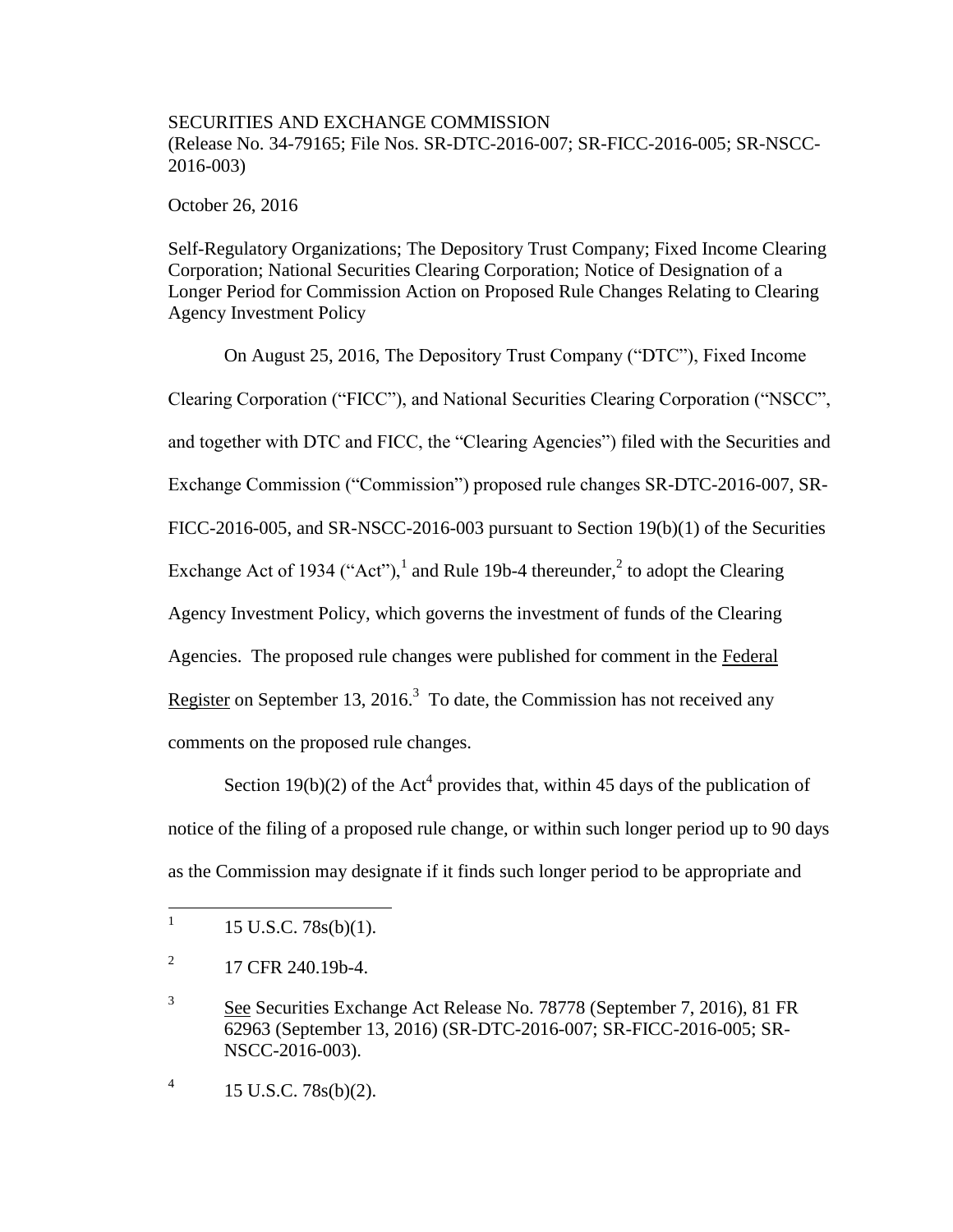SECURITIES AND EXCHANGE COMMISSION
(Release No. 34-79165; File Nos. SR-DTC-2016-007; SR-FICC-2016-005; SR-NSCC-2016-003)

October 26, 2016

Self-Regulatory Organizations; The Depository Trust Company; Fixed Income Clearing Corporation; National Securities Clearing Corporation; Notice of Designation of a Longer Period for Commission Action on Proposed Rule Changes Relating to Clearing Agency Investment Policy

On August 25, 2016, The Depository Trust Company ("DTC"), Fixed Income Clearing Corporation ("FICC"), and National Securities Clearing Corporation ("NSCC", and together with DTC and FICC, the "Clearing Agencies") filed with the Securities and Exchange Commission ("Commission") proposed rule changes SR-DTC-2016-007, SR-FICC-2016-005, and SR-NSCC-2016-003 pursuant to Section 19(b)(1) of the Securities Exchange Act of 1934 ("Act"),[1] and Rule 19b-4 thereunder,[2] to adopt the Clearing Agency Investment Policy, which governs the investment of funds of the Clearing Agencies. The proposed rule changes were published for comment in the Federal Register on September 13, 2016.[3] To date, the Commission has not received any comments on the proposed rule changes.

Section 19(b)(2) of the Act[4] provides that, within 45 days of the publication of notice of the filing of a proposed rule change, or within such longer period up to 90 days as the Commission may designate if it finds such longer period to be appropriate and

---

[1] 15 U.S.C. 78s(b)(1).

[2] 17 CFR 240.19b-4.

[3] See Securities Exchange Act Release No. 78778 (September 7, 2016), 81 FR 62963 (September 13, 2016) (SR-DTC-2016-007; SR-FICC-2016-005; SR-NSCC-2016-003).

[4] 15 U.S.C. 78s(b)(2).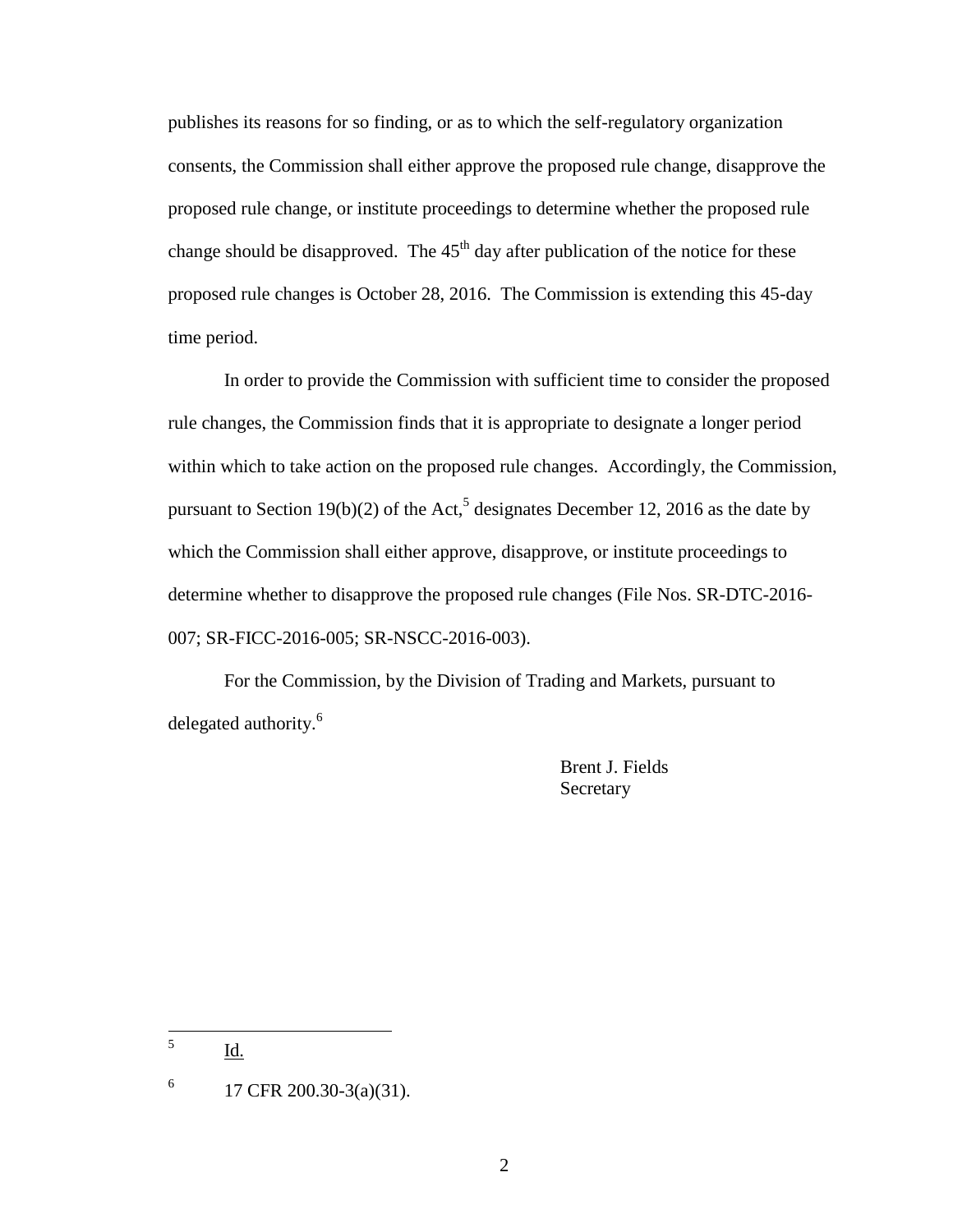publishes its reasons for so finding, or as to which the self-regulatory organization consents, the Commission shall either approve the proposed rule change, disapprove the proposed rule change, or institute proceedings to determine whether the proposed rule change should be disapproved. The 45th day after publication of the notice for these proposed rule changes is October 28, 2016. The Commission is extending this 45-day time period.

In order to provide the Commission with sufficient time to consider the proposed rule changes, the Commission finds that it is appropriate to designate a longer period within which to take action on the proposed rule changes. Accordingly, the Commission, pursuant to Section 19(b)(2) of the Act,[5] designates December 12, 2016 as the date by which the Commission shall either approve, disapprove, or institute proceedings to determine whether to disapprove the proposed rule changes (File Nos. SR-DTC-2016-007; SR-FICC-2016-005; SR-NSCC-2016-003).

For the Commission, by the Division of Trading and Markets, pursuant to delegated authority.[6]

Brent J. Fields
Secretary

---

[5] Id.

[6] 17 CFR 200.30-3(a)(31).